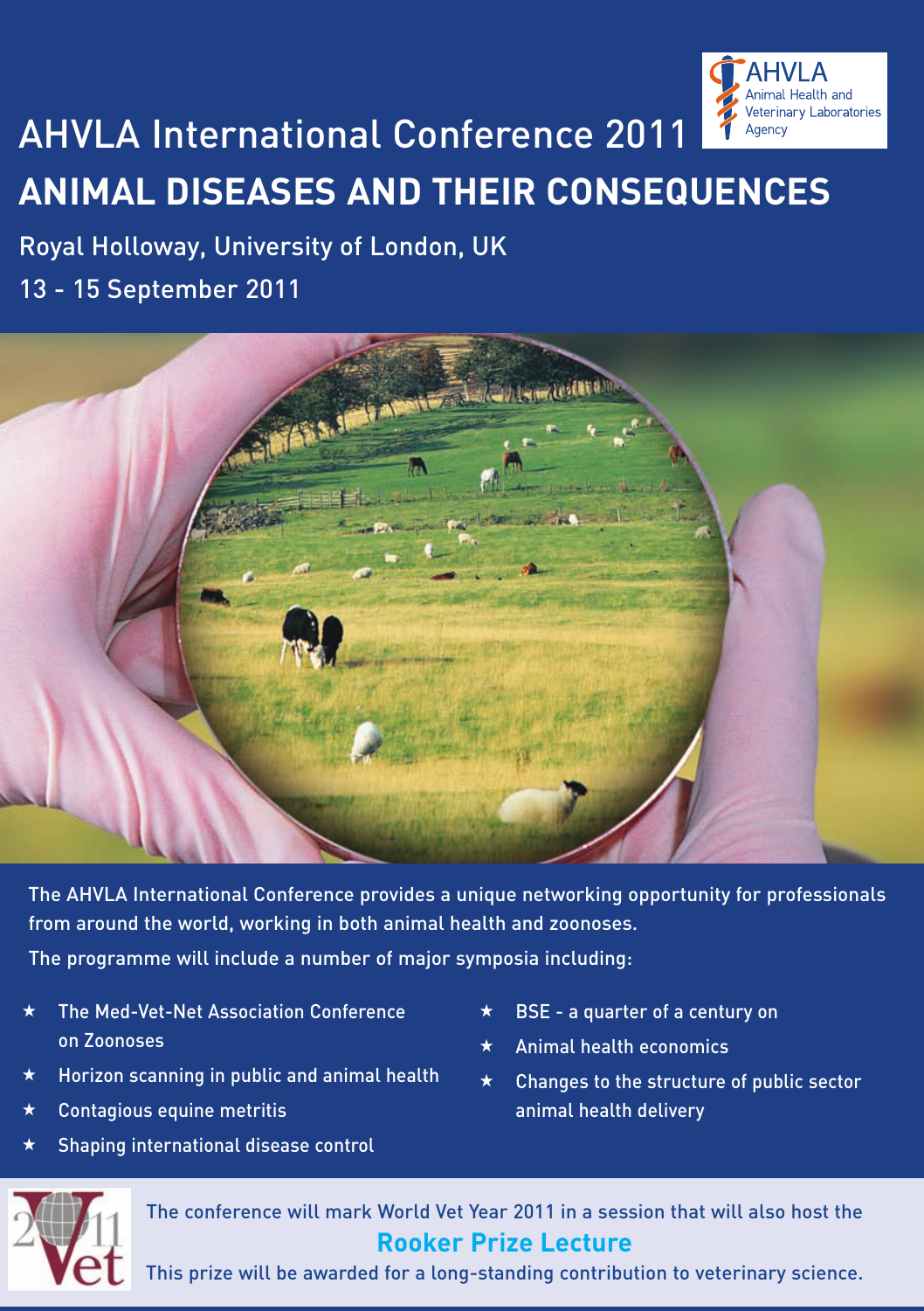AHVLA Animal Health and Veterinary Laboratories Agency

# AHVLA International Conference 2011

# ANIMAL DISEASES AND THEIR CONSEQUENCES

Royal Holloway, University of London, UK

13 - 15 September 2011

The AHVLA International Conference provides a unique networking opportunity for professionals from around the world, working in both animal health and zoonoses.

The programme will include a number of major symposia including:

- The Med-Vet-Net Association Conference on Zoonoses
- Horizon scanning in public and animal health
- Contagious equine metritis
- Shaping international disease control
- BSE - a quarter of a century on
- Animal health economics
- Changes to the structure of public sector animal health delivery

The conference will mark World Vet Year 2011 in a session that will also host the

**Rooker Prize Lecture**

This prize will be awarded for a long-standing contribution to veterinary science.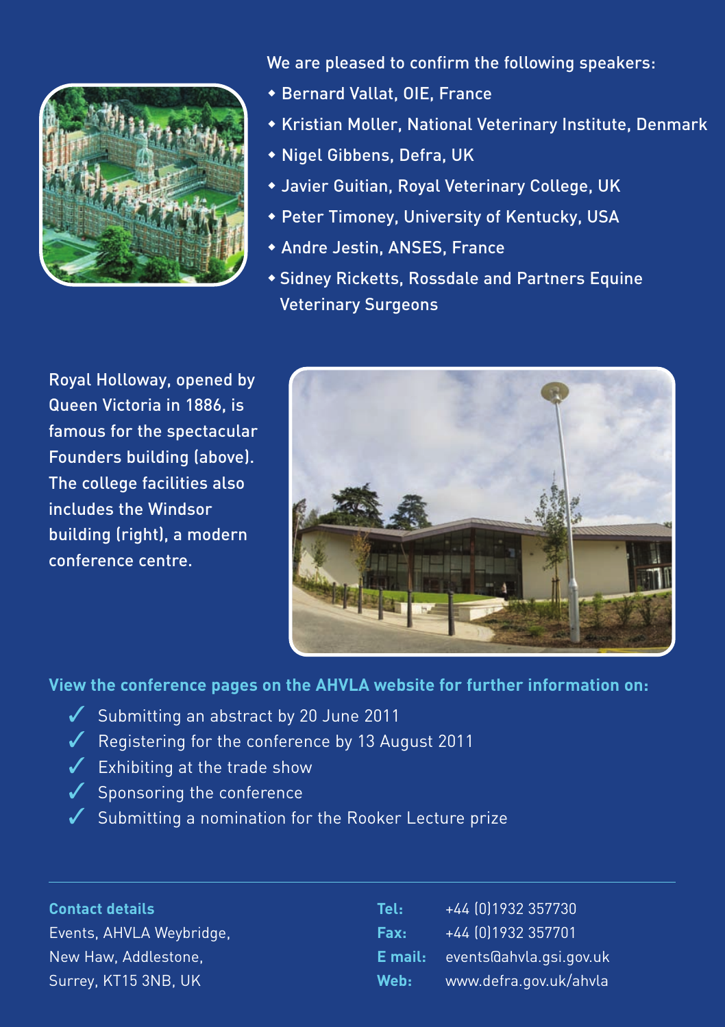We are pleased to confirm the following speakers:

- Bernard Vallat, OIE, France
- Kristian Moller, National Veterinary Institute, Denmark
- Nigel Gibbens, Defra, UK
- Javier Guitian, Royal Veterinary College, UK
- Peter Timoney, University of Kentucky, USA
- Andre Jestin, ANSES, France
- Sidney Ricketts, Rossdale and Partners Equine Veterinary Surgeons

Royal Holloway, opened by Queen Victoria in 1886, is famous for the spectacular Founders building (above). The college facilities also includes the Windsor building (right), a modern conference centre.

**View the conference pages on the AHVLA website for further information on:**

- ✓ Submitting an abstract by 20 June 2011
- ✓ Registering for the conference by 13 August 2011
- ✓ Exhibiting at the trade show
- ✓ Sponsoring the conference
- ✓ Submitting a nomination for the Rooker Lecture prize

---

**Contact details**

Events, AHVLA Weybridge,
New Haw, Addlestone,
Surrey, KT15 3NB, UK

**Tel:** +44 (0)1932 357730
**Fax:** +44 (0)1932 357701
**E mail:** events@ahvla.gsi.gov.uk
**Web:** www.defra.gov.uk/ahvla